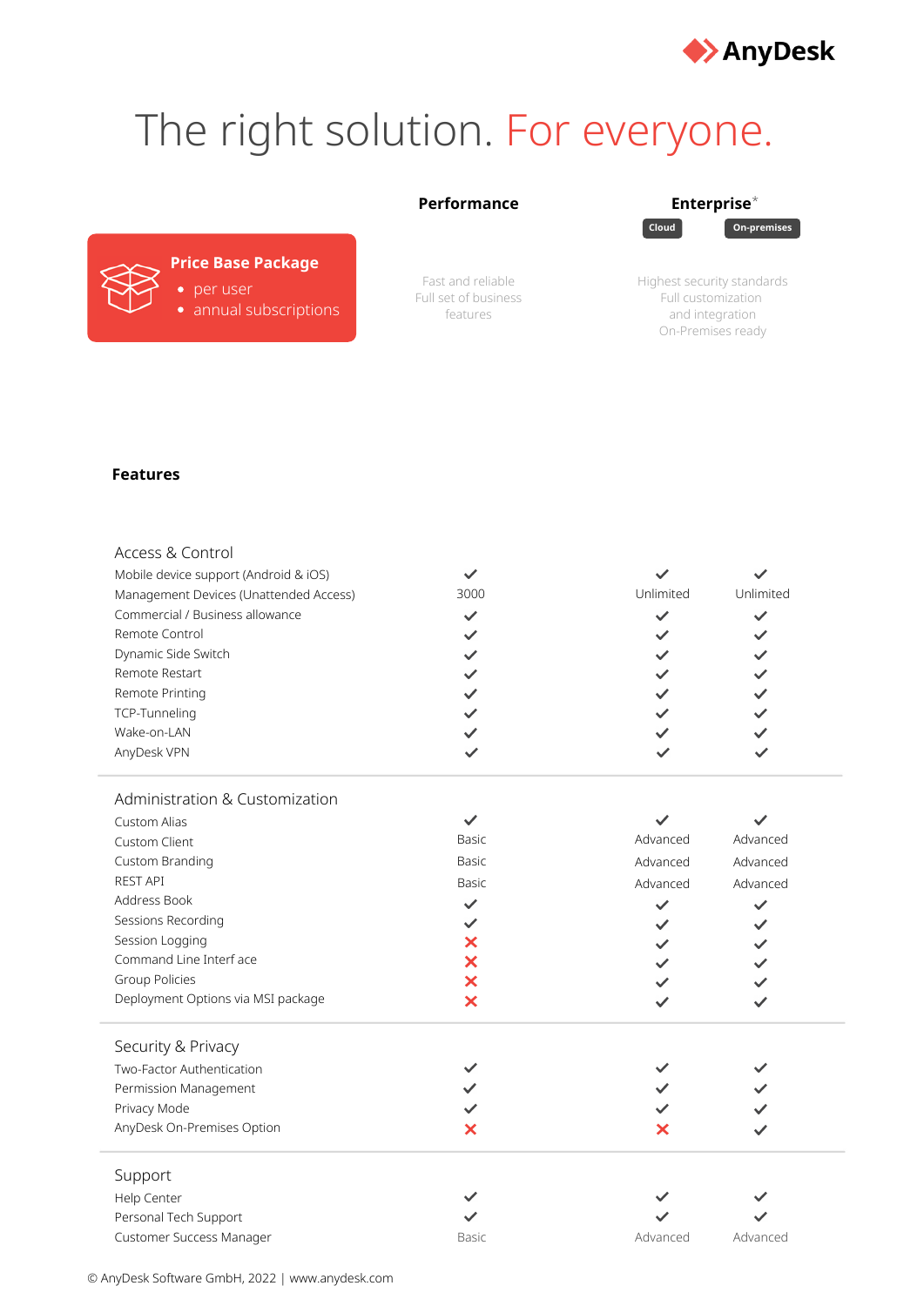# The right solution. For everyone.

**Price Base Package**
- per user
- annual subscriptions

| | **Performance** | **Enterprise*** | |
|---|---|---|---|
| | | Cloud | On-premises |
| | Fast and reliable<br>Full set of business features | Highest security standards<br>Full customization and integration<br>On-Premises ready | |

## Features

| Access & Control | | | |
|---|---|---|---|
| Mobile device support (Android & iOS) | ✓ | ✓ | ✓ |
| Management Devices (Unattended Access) | 3000 | Unlimited | Unlimited |
| Commercial / Business allowance | ✓ | ✓ | ✓ |
| Remote Control | ✓ | ✓ | ✓ |
| Dynamic Side Switch | ✓ | ✓ | ✓ |
| Remote Restart | ✓ | ✓ | ✓ |
| Remote Printing | ✓ | ✓ | ✓ |
| TCP-Tunneling | ✓ | ✓ | ✓ |
| Wake-on-LAN | ✓ | ✓ | ✓ |
| AnyDesk VPN | ✓ | ✓ | ✓ |
| **Administration & Customization** | | | |
| Custom Alias | ✓ | ✓ | ✓ |
| Custom Client | Basic | Advanced | Advanced |
| Custom Branding | Basic | Advanced | Advanced |
| REST API | Basic | Advanced | Advanced |
| Address Book | ✓ | ✓ | ✓ |
| Sessions Recording | ✓ | ✓ | ✓ |
| Session Logging | ✗ | ✓ | ✓ |
| Command Line Interf ace | ✗ | ✓ | ✓ |
| Group Policies | ✗ | ✓ | ✓ |
| Deployment Options via MSI package | ✗ | ✓ | ✓ |
| **Security & Privacy** | | | |
| Two-Factor Authentication | ✓ | ✓ | ✓ |
| Permission Management | ✓ | ✓ | ✓ |
| Privacy Mode | ✓ | ✓ | ✓ |
| AnyDesk On-Premises Option | ✗ | ✗ | ✓ |
| **Support** | | | |
| Help Center | ✓ | ✓ | ✓ |
| Personal Tech Support | ✓ | ✓ | ✓ |
| Customer Success Manager | Basic | Advanced | Advanced |

© AnyDesk Software GmbH, 2022 | www.anydesk.com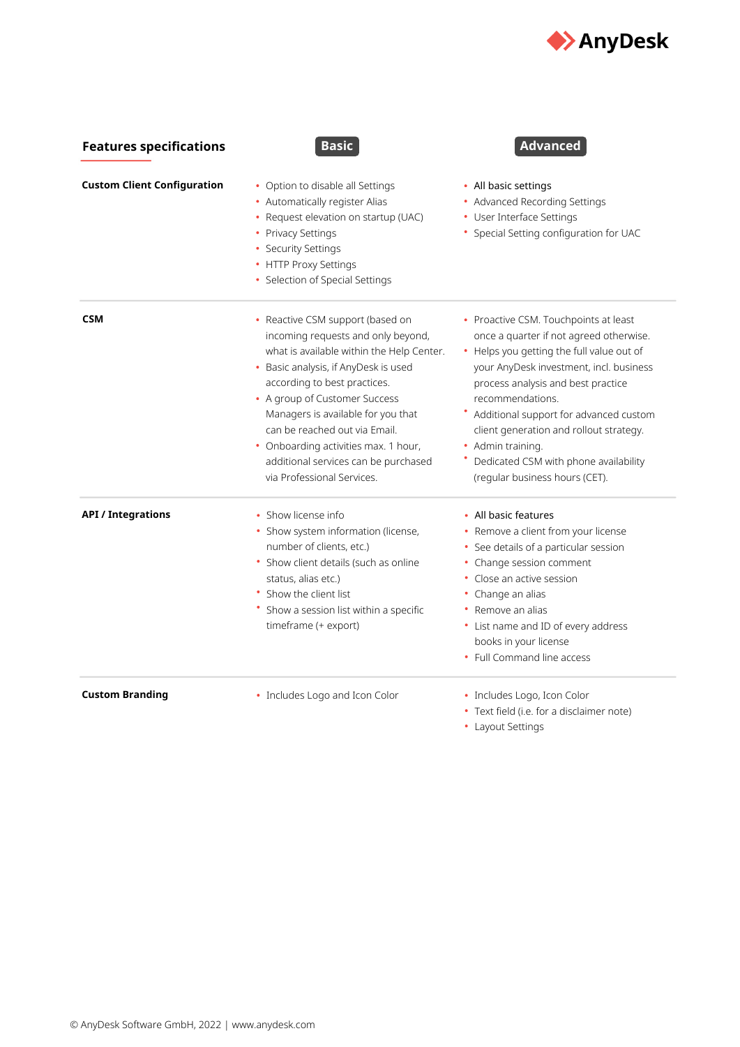| Features specifications | Basic | Advanced |
|---|---|---|
| **Custom Client Configuration** | • Option to disable all Settings<br>• Automatically register Alias<br>• Request elevation on startup (UAC)<br>• Privacy Settings<br>• Security Settings<br>• HTTP Proxy Settings<br>• Selection of Special Settings | • All basic settings<br>• Advanced Recording Settings<br>• User Interface Settings<br>• Special Setting configuration for UAC |
| **CSM** | • Reactive CSM support (based on incoming requests and only beyond, what is available within the Help Center.<br>• Basic analysis, if AnyDesk is used according to best practices.<br>• A group of Customer Success Managers is available for you that can be reached out via Email.<br>• Onboarding activities max. 1 hour, additional services can be purchased via Professional Services. | • Proactive CSM. Touchpoints at least once a quarter if not agreed otherwise.<br>• Helps you getting the full value out of your AnyDesk investment, incl. business process analysis and best practice recommendations.<br>• Additional support for advanced custom client generation and rollout strategy.<br>• Admin training.<br>• Dedicated CSM with phone availability (regular business hours (CET). |
| **API / Integrations** | • Show license info<br>• Show system information (license, number of clients, etc.)<br>• Show client details (such as online status, alias etc.)<br>• Show the client list<br>• Show a session list within a specific timeframe (+ export) | • All basic features<br>• Remove a client from your license<br>• See details of a particular session<br>• Change session comment<br>• Close an active session<br>• Change an alias<br>• Remove an alias<br>• List name and ID of every address books in your license<br>• Full Command line access |
| **Custom Branding** | • Includes Logo and Icon Color | • Includes Logo, Icon Color<br>• Text field (i.e. for a disclaimer note)<br>• Layout Settings |

© AnyDesk Software GmbH, 2022 | www.anydesk.com